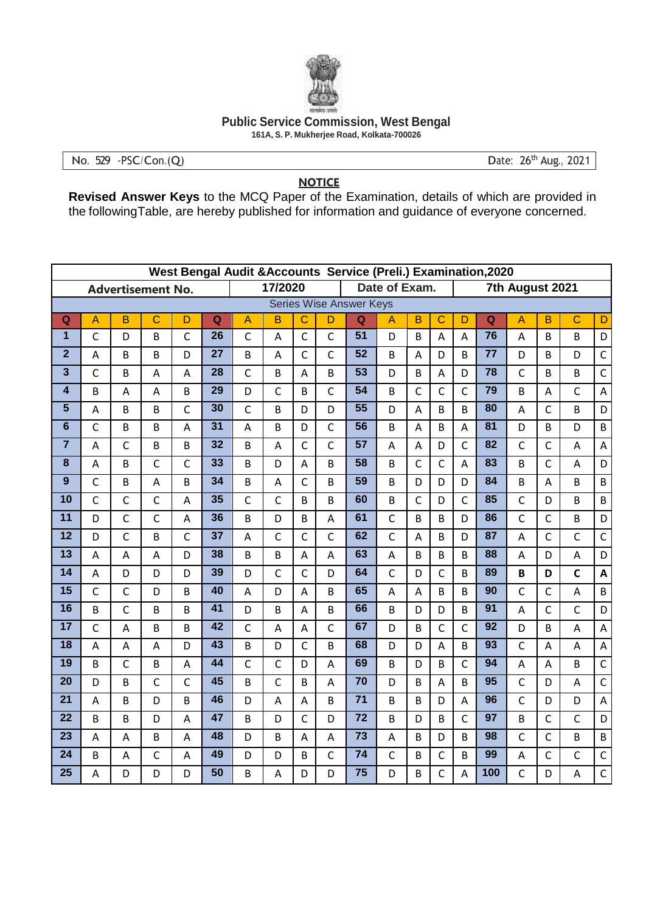**Public Service Commission, West Bengal**
**161A, S. P. Mukherjee Road, Kolkata-700026**

No. 529 -PSC/Con.(Q) Date: 26th Aug., 2021

## NOTICE

**Revised Answer Keys** to the MCQ Paper of the Examination, details of which are provided in the followingTable, are hereby published for information and guidance of everyone concerned.

| West Bengal Audit &Accounts Service (Preli.) Examination,2020 | | | | | | | | | | | | | | | | | | | |
|---|---|---|---|---|---|---|---|---|---|---|---|---|---|---|---|---|---|---|---|
| Advertisement No. | | | | | 17/2020 | | | | Date of Exam. | | | | 7th August 2021 | | | | | | |
| Series Wise Answer Keys | | | | | | | | | | | | | | | | | | | |
| Q | A | B | C | D | Q | A | B | C | D | Q | A | B | C | D | Q | A | B | C | D |
| 1 | C | D | B | C | 26 | C | A | C | C | 51 | D | B | A | A | 76 | A | B | B | D |
| 2 | A | B | B | D | 27 | B | A | C | C | 52 | B | A | D | B | 77 | D | B | D | C |
| 3 | C | B | A | A | 28 | C | B | A | B | 53 | D | B | A | D | 78 | C | B | B | C |
| 4 | B | A | A | B | 29 | D | C | B | C | 54 | B | C | C | C | 79 | B | A | C | A |
| 5 | A | B | B | C | 30 | C | B | D | D | 55 | D | A | B | B | 80 | A | C | B | D |
| 6 | C | B | B | A | 31 | A | B | D | C | 56 | B | A | B | A | 81 | D | B | D | B |
| 7 | A | C | B | B | 32 | B | A | C | C | 57 | A | A | D | C | 82 | C | C | A | A |
| 8 | A | B | C | C | 33 | B | D | A | B | 58 | B | C | C | A | 83 | B | C | A | D |
| 9 | C | B | A | B | 34 | B | A | C | B | 59 | B | D | D | D | 84 | B | A | B | B |
| 10 | C | C | C | A | 35 | C | C | B | B | 60 | B | C | D | C | 85 | C | D | B | B |
| 11 | D | C | C | A | 36 | B | D | B | A | 61 | C | B | B | D | 86 | C | C | B | D |
| 12 | D | C | B | C | 37 | A | C | C | C | 62 | C | A | B | D | 87 | A | C | C | C |
| 13 | A | A | A | D | 38 | B | B | A | A | 63 | A | B | B | B | 88 | A | D | A | D |
| 14 | A | D | D | D | 39 | D | C | C | D | 64 | C | D | C | B | 89 | **B** | **D** | **C** | **A** |
| 15 | C | C | D | B | 40 | A | D | A | B | 65 | A | A | B | B | 90 | C | C | A | B |
| 16 | B | C | B | B | 41 | D | B | A | B | 66 | B | D | D | B | 91 | A | C | C | D |
| 17 | C | A | B | B | 42 | C | A | A | C | 67 | D | B | C | C | 92 | D | B | A | A |
| 18 | A | A | A | D | 43 | B | D | C | B | 68 | D | D | A | B | 93 | C | A | A | A |
| 19 | B | C | B | A | 44 | C | C | D | A | 69 | B | D | B | C | 94 | A | A | B | C |
| 20 | D | B | C | C | 45 | B | C | B | A | 70 | D | B | A | B | 95 | C | D | A | C |
| 21 | A | B | D | B | 46 | D | A | A | B | 71 | B | B | D | A | 96 | C | D | D | A |
| 22 | B | B | D | A | 47 | B | D | C | D | 72 | B | D | B | C | 97 | B | C | C | D |
| 23 | A | A | B | A | 48 | D | B | A | A | 73 | A | B | D | B | 98 | C | C | B | B |
| 24 | B | A | C | A | 49 | D | D | B | C | 74 | C | B | C | B | 99 | A | C | C | C |
| 25 | A | D | D | D | 50 | B | A | D | D | 75 | D | B | C | A | 100 | C | D | A | C |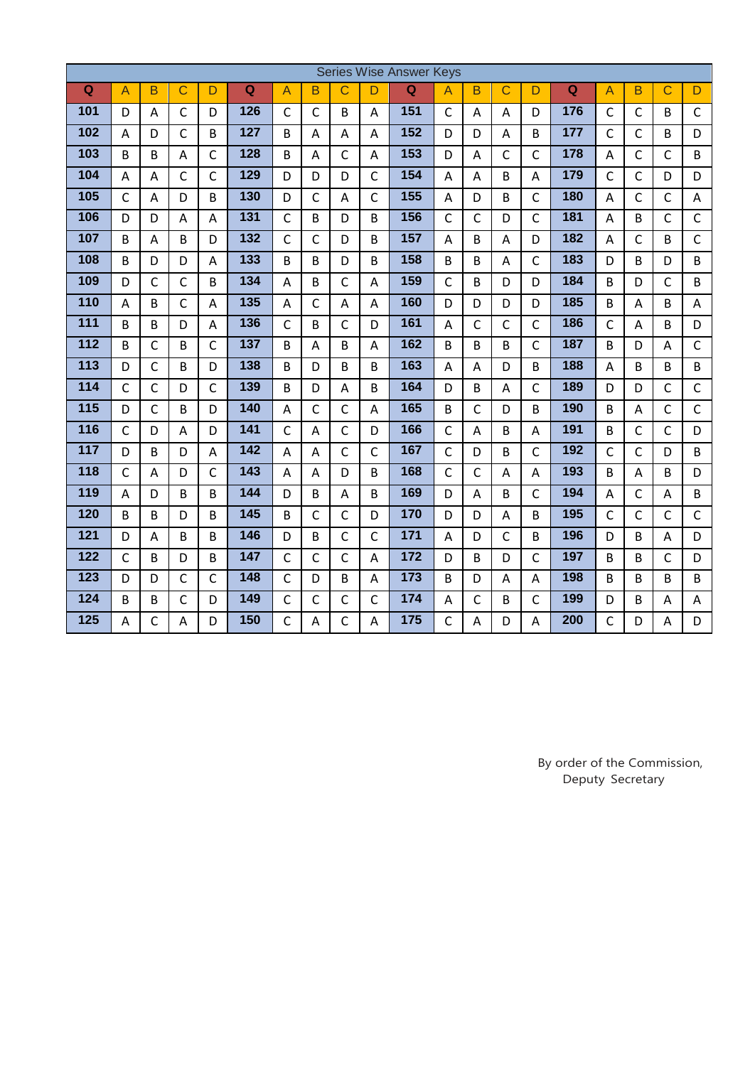| Series Wise Answer Keys | | | | | | | | | | | | | | | | | | | |
|---|---|---|---|---|---|---|---|---|---|---|---|---|---|---|---|---|---|---|---|
| Q | A | B | C | D | Q | A | B | C | D | Q | A | B | C | D | Q | A | B | C | D |
| 101 | D | A | C | D | 126 | C | C | B | A | 151 | C | A | A | D | 176 | C | C | B | C |
| 102 | A | D | C | B | 127 | B | A | A | A | 152 | D | D | A | B | 177 | C | C | B | D |
| 103 | B | B | A | C | 128 | B | A | C | A | 153 | D | A | C | C | 178 | A | C | C | B |
| 104 | A | A | C | C | 129 | D | D | D | C | 154 | A | A | B | A | 179 | C | C | D | D |
| 105 | C | A | D | B | 130 | D | C | A | C | 155 | A | D | B | C | 180 | A | C | C | A |
| 106 | D | D | A | A | 131 | C | B | D | B | 156 | C | C | D | C | 181 | A | B | C | C |
| 107 | B | A | B | D | 132 | C | C | D | B | 157 | A | B | A | D | 182 | A | C | B | C |
| 108 | B | D | D | A | 133 | B | B | D | B | 158 | B | B | A | C | 183 | D | B | D | B |
| 109 | D | C | C | B | 134 | A | B | C | A | 159 | C | B | D | D | 184 | B | D | C | B |
| 110 | A | B | C | A | 135 | A | C | A | A | 160 | D | D | D | D | 185 | B | A | B | A |
| 111 | B | B | D | A | 136 | C | B | C | D | 161 | A | C | C | C | 186 | C | A | B | D |
| 112 | B | C | B | C | 137 | B | A | B | A | 162 | B | B | B | C | 187 | B | D | A | C |
| 113 | D | C | B | D | 138 | B | D | B | B | 163 | A | A | D | B | 188 | A | B | B | B |
| 114 | C | C | D | C | 139 | B | D | A | B | 164 | D | B | A | C | 189 | D | D | C | C |
| 115 | D | C | B | D | 140 | A | C | C | A | 165 | B | C | D | B | 190 | B | A | C | C |
| 116 | C | D | A | D | 141 | C | A | C | D | 166 | C | A | B | A | 191 | B | C | C | D |
| 117 | D | B | D | A | 142 | A | A | C | C | 167 | C | D | B | C | 192 | C | C | D | B |
| 118 | C | A | D | C | 143 | A | A | D | B | 168 | C | C | A | A | 193 | B | A | B | D |
| 119 | A | D | B | B | 144 | D | B | A | B | 169 | D | A | B | C | 194 | A | C | A | B |
| 120 | B | B | D | B | 145 | B | C | C | D | 170 | D | D | A | B | 195 | C | C | C | C |
| 121 | D | A | B | B | 146 | D | B | C | C | 171 | A | D | C | B | 196 | D | B | A | D |
| 122 | C | B | D | B | 147 | C | C | C | A | 172 | D | B | D | C | 197 | B | B | C | D |
| 123 | D | D | C | C | 148 | C | D | B | A | 173 | B | D | A | A | 198 | B | B | B | B |
| 124 | B | B | C | D | 149 | C | C | C | C | 174 | A | C | B | C | 199 | D | B | A | A |
| 125 | A | C | A | D | 150 | C | A | C | A | 175 | C | A | D | A | 200 | C | D | A | D |

By order of the Commission,
Deputy Secretary